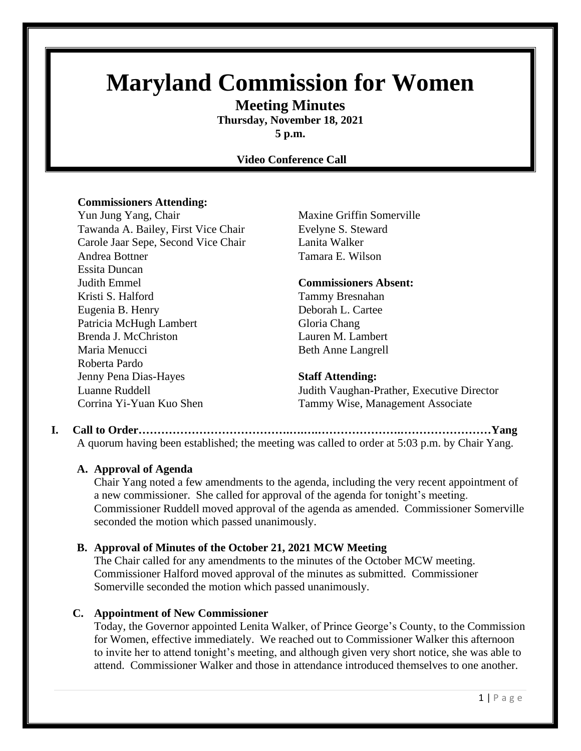# Maryland Commission for Women

## Meeting Minutes

**Thursday, November 18, 2021**
**5 p.m.**

**Video Conference Call**

**Commissioners Attending:**

Yun Jung Yang, Chair
Tawanda A. Bailey, First Vice Chair
Carole Jaar Sepe, Second Vice Chair
Andrea Bottner
Essita Duncan
Judith Emmel
Kristi S. Halford
Eugenia B. Henry
Patricia McHugh Lambert
Brenda J. McChriston
Maria Menucci
Roberta Pardo
Jenny Pena Dias-Hayes
Luanne Ruddell
Corrina Yi-Yuan Kuo Shen
Maxine Griffin Somerville
Evelyne S. Steward
Lanita Walker
Tamara E. Wilson

**Commissioners Absent:**

Tammy Bresnahan
Deborah L. Cartee
Gloria Chang
Lauren M. Lambert
Beth Anne Langrell

**Staff Attending:**

Judith Vaughan-Prather, Executive Director
Tammy Wise, Management Associate

**I. Call to Order…………………………………………………………………………………Yang**

A quorum having been established; the meeting was called to order at 5:03 p.m. by Chair Yang.

**A. Approval of Agenda**

Chair Yang noted a few amendments to the agenda, including the very recent appointment of a new commissioner. She called for approval of the agenda for tonight's meeting. Commissioner Ruddell moved approval of the agenda as amended. Commissioner Somerville seconded the motion which passed unanimously.

**B. Approval of Minutes of the October 21, 2021 MCW Meeting**

The Chair called for any amendments to the minutes of the October MCW meeting. Commissioner Halford moved approval of the minutes as submitted. Commissioner Somerville seconded the motion which passed unanimously.

**C. Appointment of New Commissioner**

Today, the Governor appointed Lenita Walker, of Prince George's County, to the Commission for Women, effective immediately. We reached out to Commissioner Walker this afternoon to invite her to attend tonight's meeting, and although given very short notice, she was able to attend. Commissioner Walker and those in attendance introduced themselves to one another.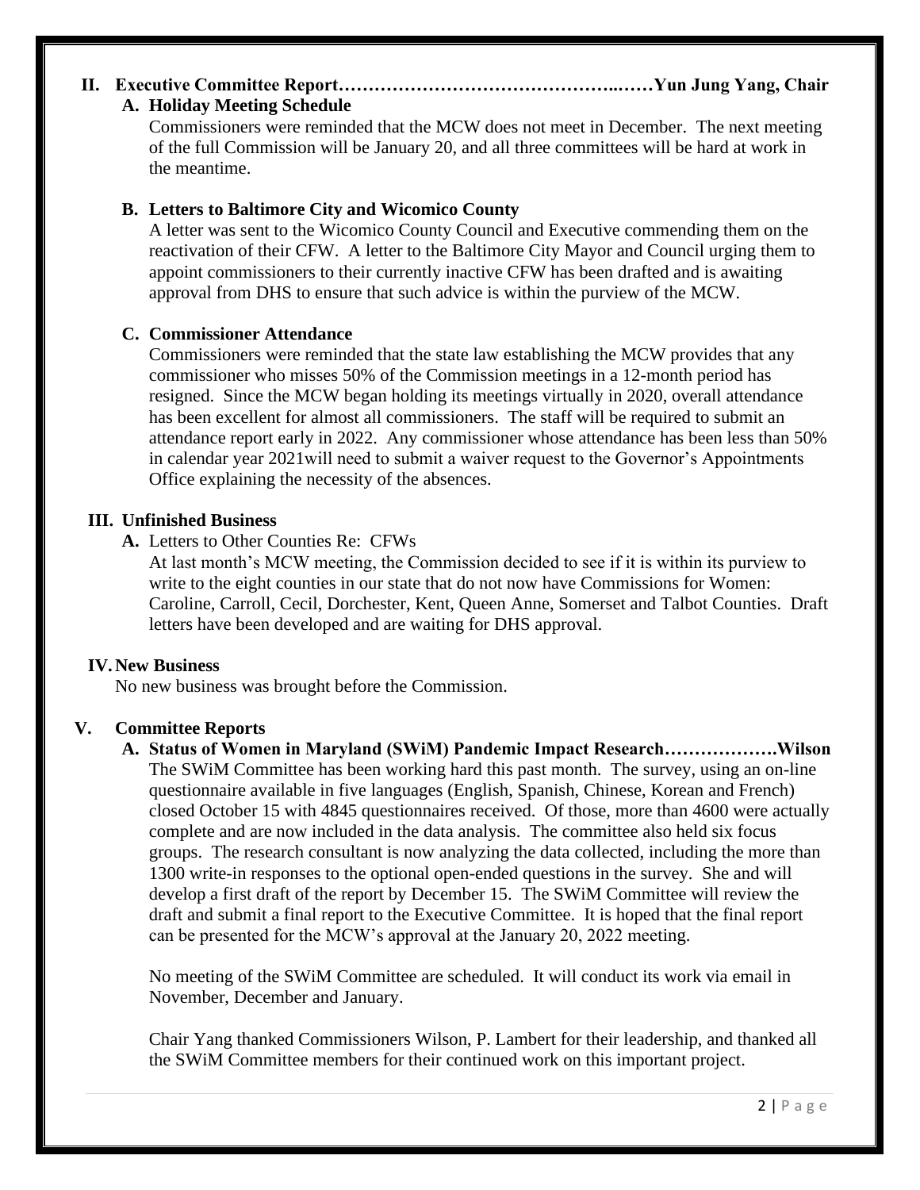## II. Executive Committee Report……………………………………..……Yun Jung Yang, Chair

### A. Holiday Meeting Schedule

Commissioners were reminded that the MCW does not meet in December. The next meeting of the full Commission will be January 20, and all three committees will be hard at work in the meantime.

### B. Letters to Baltimore City and Wicomico County

A letter was sent to the Wicomico County Council and Executive commending them on the reactivation of their CFW. A letter to the Baltimore City Mayor and Council urging them to appoint commissioners to their currently inactive CFW has been drafted and is awaiting approval from DHS to ensure that such advice is within the purview of the MCW.

### C. Commissioner Attendance

Commissioners were reminded that the state law establishing the MCW provides that any commissioner who misses 50% of the Commission meetings in a 12-month period has resigned. Since the MCW began holding its meetings virtually in 2020, overall attendance has been excellent for almost all commissioners. The staff will be required to submit an attendance report early in 2022. Any commissioner whose attendance has been less than 50% in calendar year 2021will need to submit a waiver request to the Governor's Appointments Office explaining the necessity of the absences.

## III. Unfinished Business

**A.** Letters to Other Counties Re: CFWs

At last month's MCW meeting, the Commission decided to see if it is within its purview to write to the eight counties in our state that do not now have Commissions for Women: Caroline, Carroll, Cecil, Dorchester, Kent, Queen Anne, Somerset and Talbot Counties. Draft letters have been developed and are waiting for DHS approval.

## IV. New Business

No new business was brought before the Commission.

## V. Committee Reports

### A. Status of Women in Maryland (SWiM) Pandemic Impact Research……………….Wilson

The SWiM Committee has been working hard this past month. The survey, using an on-line questionnaire available in five languages (English, Spanish, Chinese, Korean and French) closed October 15 with 4845 questionnaires received. Of those, more than 4600 were actually complete and are now included in the data analysis. The committee also held six focus groups. The research consultant is now analyzing the data collected, including the more than 1300 write-in responses to the optional open-ended questions in the survey. She and will develop a first draft of the report by December 15. The SWiM Committee will review the draft and submit a final report to the Executive Committee. It is hoped that the final report can be presented for the MCW's approval at the January 20, 2022 meeting.

No meeting of the SWiM Committee are scheduled. It will conduct its work via email in November, December and January.

Chair Yang thanked Commissioners Wilson, P. Lambert for their leadership, and thanked all the SWiM Committee members for their continued work on this important project.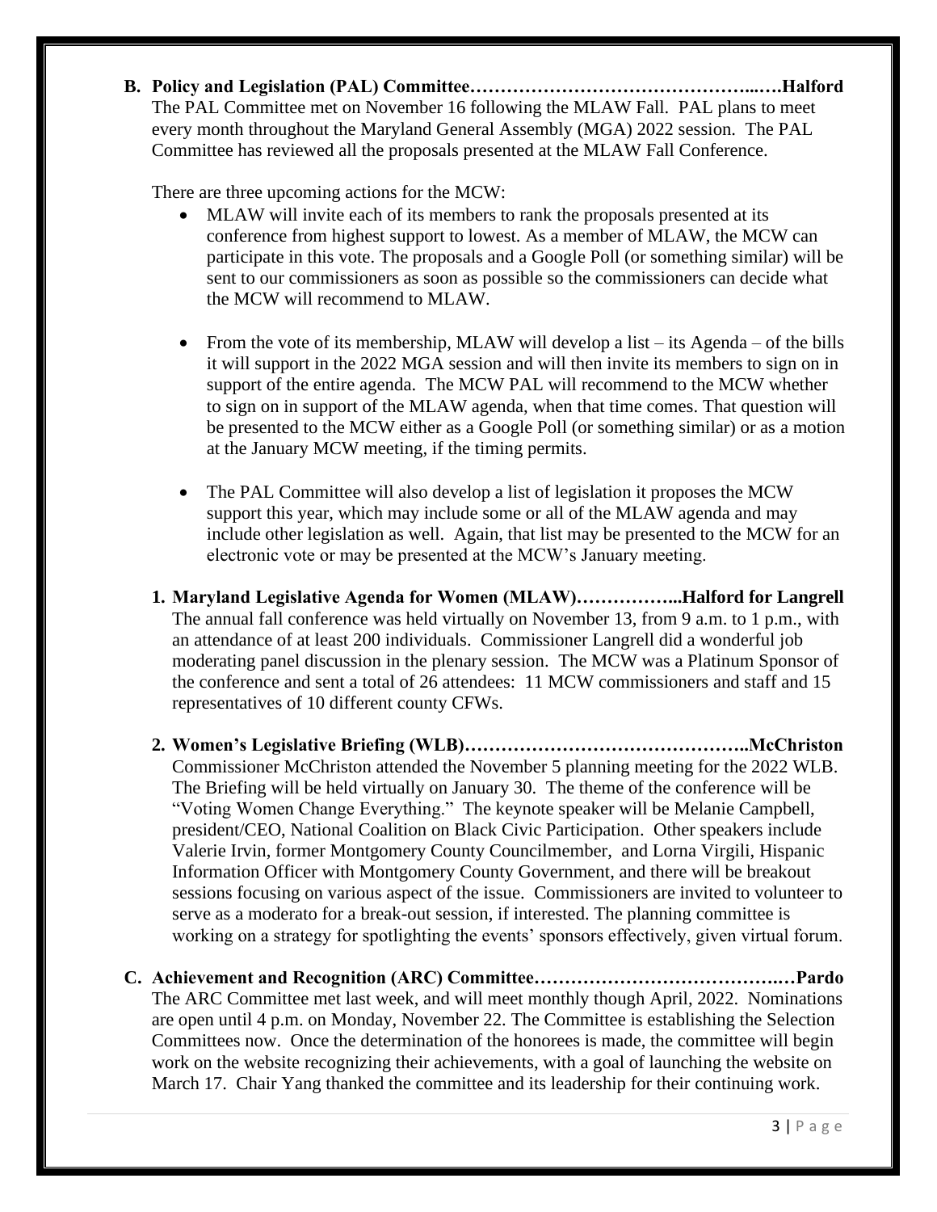**B. Policy and Legislation (PAL) Committee……………………………………...….Halford**

The PAL Committee met on November 16 following the MLAW Fall. PAL plans to meet every month throughout the Maryland General Assembly (MGA) 2022 session. The PAL Committee has reviewed all the proposals presented at the MLAW Fall Conference.

There are three upcoming actions for the MCW:

- MLAW will invite each of its members to rank the proposals presented at its conference from highest support to lowest. As a member of MLAW, the MCW can participate in this vote. The proposals and a Google Poll (or something similar) will be sent to our commissioners as soon as possible so the commissioners can decide what the MCW will recommend to MLAW.

- From the vote of its membership, MLAW will develop a list – its Agenda – of the bills it will support in the 2022 MGA session and will then invite its members to sign on in support of the entire agenda. The MCW PAL will recommend to the MCW whether to sign on in support of the MLAW agenda, when that time comes. That question will be presented to the MCW either as a Google Poll (or something similar) or as a motion at the January MCW meeting, if the timing permits.

- The PAL Committee will also develop a list of legislation it proposes the MCW support this year, which may include some or all of the MLAW agenda and may include other legislation as well. Again, that list may be presented to the MCW for an electronic vote or may be presented at the MCW's January meeting.

**1. Maryland Legislative Agenda for Women (MLAW)……………...Halford for Langrell**

The annual fall conference was held virtually on November 13, from 9 a.m. to 1 p.m., with an attendance of at least 200 individuals. Commissioner Langrell did a wonderful job moderating panel discussion in the plenary session. The MCW was a Platinum Sponsor of the conference and sent a total of 26 attendees: 11 MCW commissioners and staff and 15 representatives of 10 different county CFWs.

**2. Women's Legislative Briefing (WLB)………………………………………..McChriston**

Commissioner McChriston attended the November 5 planning meeting for the 2022 WLB. The Briefing will be held virtually on January 30. The theme of the conference will be "Voting Women Change Everything." The keynote speaker will be Melanie Campbell, president/CEO, National Coalition on Black Civic Participation. Other speakers include Valerie Irvin, former Montgomery County Councilmember, and Lorna Virgili, Hispanic Information Officer with Montgomery County Government, and there will be breakout sessions focusing on various aspect of the issue. Commissioners are invited to volunteer to serve as a moderato for a break-out session, if interested. The planning committee is working on a strategy for spotlighting the events' sponsors effectively, given virtual forum.

**C. Achievement and Recognition (ARC) Committee………………………………….…Pardo**

The ARC Committee met last week, and will meet monthly though April, 2022. Nominations are open until 4 p.m. on Monday, November 22. The Committee is establishing the Selection Committees now. Once the determination of the honorees is made, the committee will begin work on the website recognizing their achievements, with a goal of launching the website on March 17. Chair Yang thanked the committee and its leadership for their continuing work.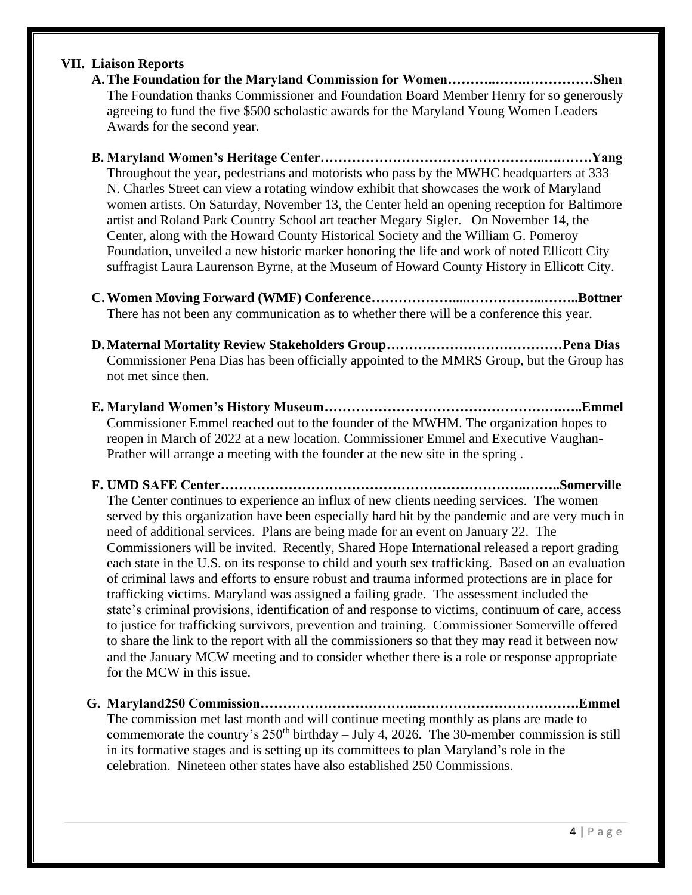## VII. Liaison Reports

**A. The Foundation for the Maryland Commission for Women……….…….……………Shen**

The Foundation thanks Commissioner and Foundation Board Member Henry for so generously agreeing to fund the five $500 scholastic awards for the Maryland Young Women Leaders Awards for the second year.

**B. Maryland Women's Heritage Center……………………………………….….…….Yang**

Throughout the year, pedestrians and motorists who pass by the MWHC headquarters at 333 N. Charles Street can view a rotating window exhibit that showcases the work of Maryland women artists. On Saturday, November 13, the Center held an opening reception for Baltimore artist and Roland Park Country School art teacher Megary Sigler. On November 14, the Center, along with the Howard County Historical Society and the William G. Pomeroy Foundation, unveiled a new historic marker honoring the life and work of noted Ellicott City suffragist Laura Laurenson Byrne, at the Museum of Howard County History in Ellicott City.

**C. Women Moving Forward (WMF) Conference………………....……………...……..Bottner**

There has not been any communication as to whether there will be a conference this year.

**D. Maternal Mortality Review Stakeholders Group…………………………………Pena Dias**

Commissioner Pena Dias has been officially appointed to the MMRS Group, but the Group has not met since then.

**E. Maryland Women's History Museum………………………………………….….…..Emmel**

Commissioner Emmel reached out to the founder of the MWHM. The organization hopes to reopen in March of 2022 at a new location. Commissioner Emmel and Executive Vaughan-Prather will arrange a meeting with the founder at the new site in the spring .

**F. UMD SAFE Center……………………………………………………….……..Somerville**

The Center continues to experience an influx of new clients needing services. The women served by this organization have been especially hard hit by the pandemic and are very much in need of additional services. Plans are being made for an event on January 22. The Commissioners will be invited. Recently, Shared Hope International released a report grading each state in the U.S. on its response to child and youth sex trafficking. Based on an evaluation of criminal laws and efforts to ensure robust and trauma informed protections are in place for trafficking victims. Maryland was assigned a failing grade. The assessment included the state's criminal provisions, identification of and response to victims, continuum of care, access to justice for trafficking survivors, prevention and training. Commissioner Somerville offered to share the link to the report with all the commissioners so that they may read it between now and the January MCW meeting and to consider whether there is a role or response appropriate for the MCW in this issue.

**G. Maryland250 Commission…………………………….……………………………….Emmel**

The commission met last month and will continue meeting monthly as plans are made to commemorate the country's 250th birthday – July 4, 2026. The 30-member commission is still in its formative stages and is setting up its committees to plan Maryland's role in the celebration. Nineteen other states have also established 250 Commissions.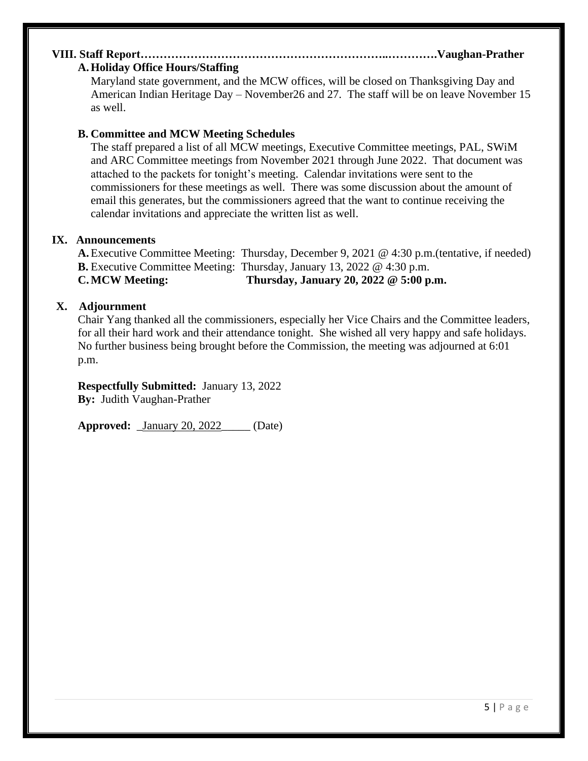**VIII. Staff Report……………………………………………………..………….Vaughan-Prather**

**A. Holiday Office Hours/Staffing**

Maryland state government, and the MCW offices, will be closed on Thanksgiving Day and American Indian Heritage Day – November26 and 27. The staff will be on leave November 15 as well.

**B. Committee and MCW Meeting Schedules**

The staff prepared a list of all MCW meetings, Executive Committee meetings, PAL, SWiM and ARC Committee meetings from November 2021 through June 2022. That document was attached to the packets for tonight's meeting. Calendar invitations were sent to the commissioners for these meetings as well. There was some discussion about the amount of email this generates, but the commissioners agreed that the want to continue receiving the calendar invitations and appreciate the written list as well.

**IX. Announcements**

**A.** Executive Committee Meeting: Thursday, December 9, 2021 @ 4:30 p.m.(tentative, if needed)
**B.** Executive Committee Meeting: Thursday, January 13, 2022 @ 4:30 p.m.
**C. MCW Meeting: Thursday, January 20, 2022 @ 5:00 p.m.**

**X. Adjournment**

Chair Yang thanked all the commissioners, especially her Vice Chairs and the Committee leaders, for all their hard work and their attendance tonight. She wished all very happy and safe holidays. No further business being brought before the Commission, the meeting was adjourned at 6:01 p.m.

**Respectfully Submitted:** January 13, 2022
**By:** Judith Vaughan-Prather

**Approved:** _January 20, 2022_____ (Date)